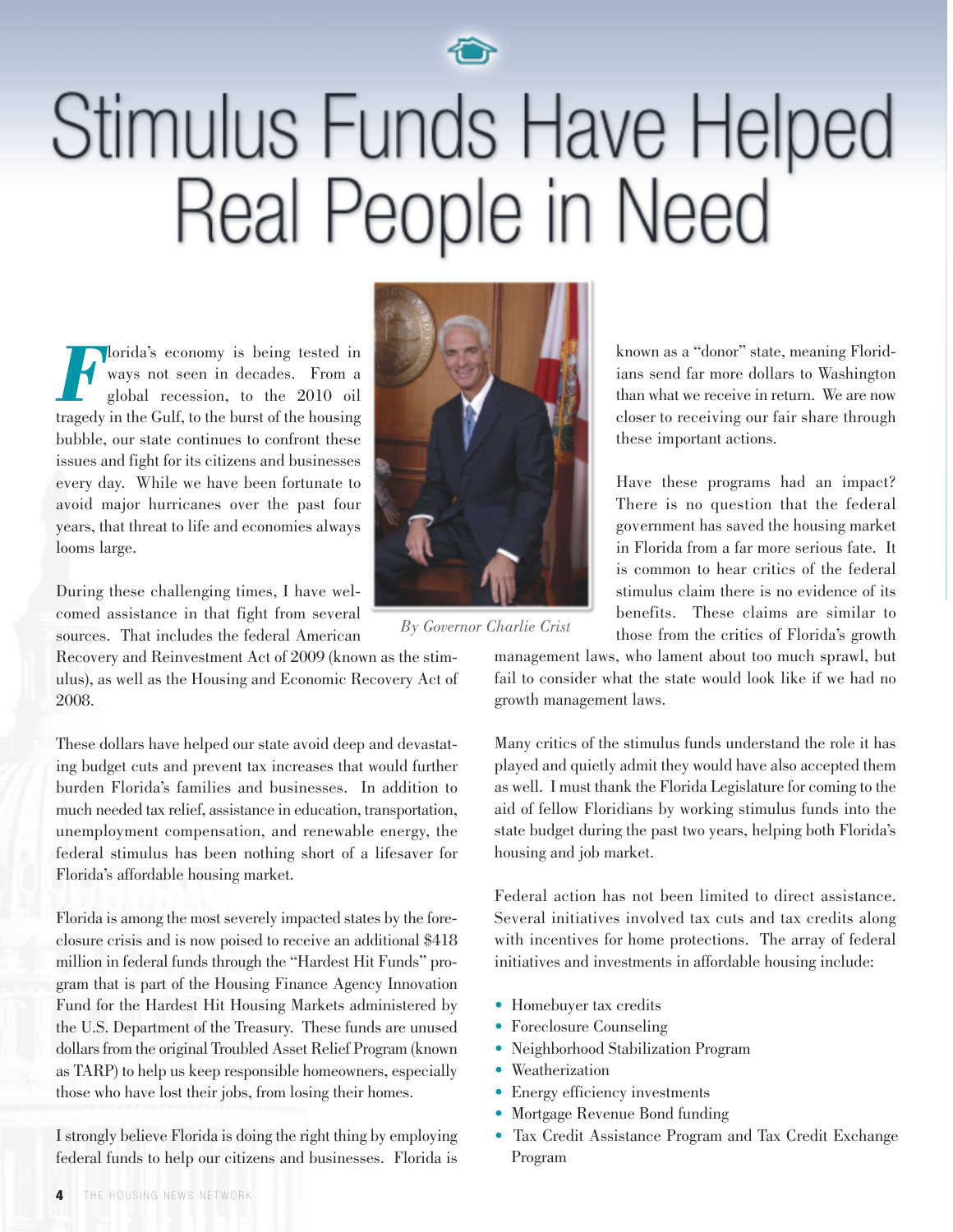# Stimulus Funds Have Helped Real People in Need

*By Governor Charlie Crist*

Florida's economy is being tested in ways not seen in decades. From a global recession, to the 2010 oil tragedy in the Gulf, to the burst of the housing bubble, our state continues to confront these issues and fight for its citizens and businesses every day. While we have been fortunate to avoid major hurricanes over the past four years, that threat to life and economies always looms large.

During these challenging times, I have welcomed assistance in that fight from several sources. That includes the federal American Recovery and Reinvestment Act of 2009 (known as the stimulus), as well as the Housing and Economic Recovery Act of 2008.

These dollars have helped our state avoid deep and devastating budget cuts and prevent tax increases that would further burden Florida's families and businesses. In addition to much needed tax relief, assistance in education, transportation, unemployment compensation, and renewable energy, the federal stimulus has been nothing short of a lifesaver for Florida's affordable housing market.

Florida is among the most severely impacted states by the foreclosure crisis and is now poised to receive an additional $418 million in federal funds through the "Hardest Hit Funds" program that is part of the Housing Finance Agency Innovation Fund for the Hardest Hit Housing Markets administered by the U.S. Department of the Treasury. These funds are unused dollars from the original Troubled Asset Relief Program (known as TARP) to help us keep responsible homeowners, especially those who have lost their jobs, from losing their homes.

I strongly believe Florida is doing the right thing by employing federal funds to help our citizens and businesses. Florida is known as a "donor" state, meaning Floridians send far more dollars to Washington than what we receive in return. We are now closer to receiving our fair share through these important actions.

Have these programs had an impact? There is no question that the federal government has saved the housing market in Florida from a far more serious fate. It is common to hear critics of the federal stimulus claim there is no evidence of its benefits. These claims are similar to those from the critics of Florida's growth management laws, who lament about too much sprawl, but fail to consider what the state would look like if we had no growth management laws.

Many critics of the stimulus funds understand the role it has played and quietly admit they would have also accepted them as well. I must thank the Florida Legislature for coming to the aid of fellow Floridians by working stimulus funds into the state budget during the past two years, helping both Florida's housing and job market.

Federal action has not been limited to direct assistance. Several initiatives involved tax cuts and tax credits along with incentives for home protections. The array of federal initiatives and investments in affordable housing include:

- Homebuyer tax credits
- Foreclosure Counseling
- Neighborhood Stabilization Program
- Weatherization
- Energy efficiency investments
- Mortgage Revenue Bond funding
- Tax Credit Assistance Program and Tax Credit Exchange Program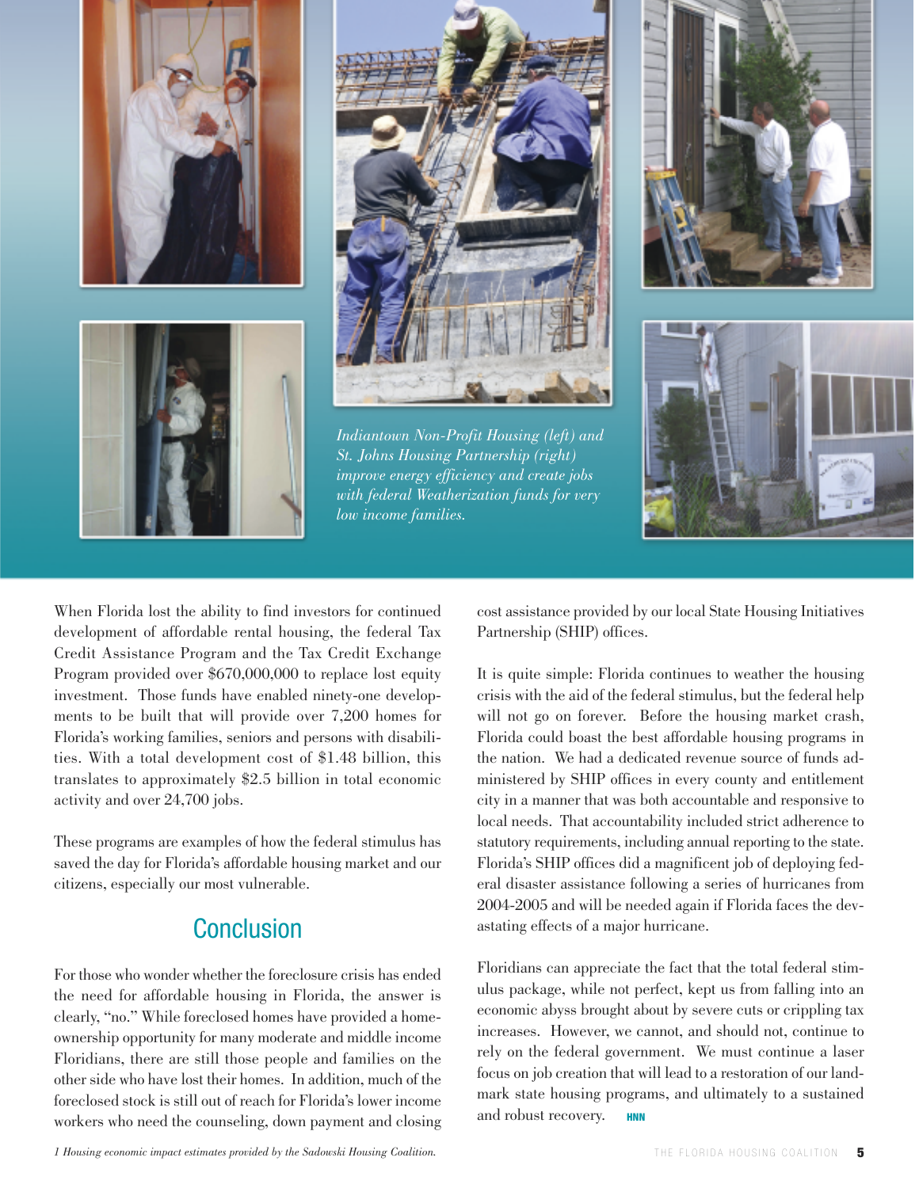*Indiantown Non-Profit Housing (left) and St. Johns Housing Partnership (right) improve energy efficiency and create jobs with federal Weatherization funds for very low income families.*

When Florida lost the ability to find investors for continued development of affordable rental housing, the federal Tax Credit Assistance Program and the Tax Credit Exchange Program provided over $670,000,000 to replace lost equity investment. Those funds have enabled ninety-one developments to be built that will provide over 7,200 homes for Florida's working families, seniors and persons with disabilities. With a total development cost of $1.48 billion, this translates to approximately $2.5 billion in total economic activity and over 24,700 jobs.

These programs are examples of how the federal stimulus has saved the day for Florida's affordable housing market and our citizens, especially our most vulnerable.

## Conclusion

For those who wonder whether the foreclosure crisis has ended the need for affordable housing in Florida, the answer is clearly, "no." While foreclosed homes have provided a homeownership opportunity for many moderate and middle income Floridians, there are still those people and families on the other side who have lost their homes. In addition, much of the foreclosed stock is still out of reach for Florida's lower income workers who need the counseling, down payment and closing cost assistance provided by our local State Housing Initiatives Partnership (SHIP) offices.

It is quite simple: Florida continues to weather the housing crisis with the aid of the federal stimulus, but the federal help will not go on forever. Before the housing market crash, Florida could boast the best affordable housing programs in the nation. We had a dedicated revenue source of funds administered by SHIP offices in every county and entitlement city in a manner that was both accountable and responsive to local needs. That accountability included strict adherence to statutory requirements, including annual reporting to the state. Florida's SHIP offices did a magnificent job of deploying federal disaster assistance following a series of hurricanes from 2004-2005 and will be needed again if Florida faces the devastating effects of a major hurricane.

Floridians can appreciate the fact that the total federal stimulus package, while not perfect, kept us from falling into an economic abyss brought about by severe cuts or crippling tax increases. However, we cannot, and should not, continue to rely on the federal government. We must continue a laser focus on job creation that will lead to a restoration of our landmark state housing programs, and ultimately to a sustained and robust recovery. **HNN**

*1 Housing economic impact estimates provided by the Sadowski Housing Coalition.*